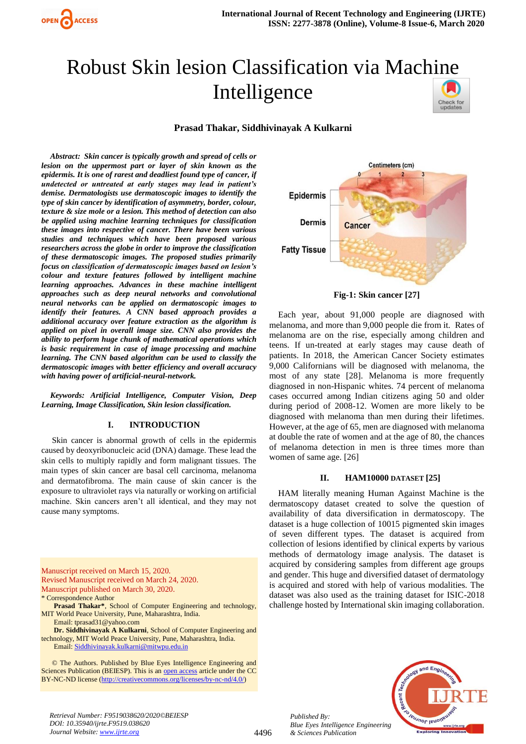# Robust Skin lesion Classification via Machine Intelligence

**Prasad Thakar, Siddhivinayak A Kulkarni**

***Abstract:*** ***Skin cancer is typically growth and spread of cells or lesion on the uppermost part or layer of skin known as the epidermis. It is one of rarest and deadliest found type of cancer, if undetected or untreated at early stages may lead in patient's demise. Dermatologists use dermatoscopic images to identify the type of skin cancer by identification of asymmetry, border, colour, texture & size mole or a lesion. This method of detection can also be applied using machine learning techniques for classification these images into respective of cancer. There have been various studies and techniques which have been proposed various researchers across the globe in order to improve the classification of these dermatoscopic images. The proposed studies primarily focus on classification of dermatoscopic images based on lesion's colour and texture features followed by intelligent machine learning approaches. Advances in these machine intelligent approaches such as deep neural networks and convolutional neural networks can be applied on dermatoscopic images to identify their features. A CNN based approach provides a additional accuracy over feature extraction as the algorithm is applied on pixel in overall image size. CNN also provides the ability to perform huge chunk of mathematical operations which is basic requirement in case of image processing and machine learning. The CNN based algorithm can be used to classify the dermatoscopic images with better efficiency and overall accuracy with having power of artificial-neural-network.***

***Keywords:*** ***Artificial Intelligence, Computer Vision, Deep Learning, Image Classification, Skin lesion classification.***

## I. INTRODUCTION

Skin cancer is abnormal growth of cells in the epidermis caused by deoxyribonucleic acid (DNA) damage. These lead the skin cells to multiply rapidly and form malignant tissues. The main types of skin cancer are basal cell carcinoma, melanoma and dermatofibroma. The main cause of skin cancer is the exposure to ultraviolet rays via naturally or working on artificial machine. Skin cancers aren't all identical, and they may not cause many symptoms.

Manuscript received on March 15, 2020.
Revised Manuscript received on March 24, 2020.
Manuscript published on March 30, 2020.
\* Correspondence Author

**Prasad Thakar\***, School of Computer Engineering and technology, MIT World Peace University, Pune, Maharashtra, India.
Email: tprasad31@yahoo.com

**Dr. Siddhivinayak A Kulkarni**, School of Computer Engineering and technology, MIT World Peace University, Pune, Maharashtra, India.
Email: Siddhivinayak.kulkarni@mitwpu.edu.in

© The Authors. Published by Blue Eyes Intelligence Engineering and Sciences Publication (BEIESP). This is an open access article under the CC BY-NC-ND license (http://creativecommons.org/licenses/by-nc-nd/4.0/)

**Fig-1: Skin cancer [27]**

Each year, about 91,000 people are diagnosed with melanoma, and more than 9,000 people die from it. Rates of melanoma are on the rise, especially among children and teens. If un-treated at early stages may cause death of patients. In 2018, the American Cancer Society estimates 9,000 Californians will be diagnosed with melanoma, the most of any state [28]. Melanoma is more frequently diagnosed in non-Hispanic whites. 74 percent of melanoma cases occurred among Indian citizens aging 50 and older during period of 2008-12. Women are more likely to be diagnosed with melanoma than men during their lifetimes. However, at the age of 65, men are diagnosed with melanoma at double the rate of women and at the age of 80, the chances of melanoma detection in men is three times more than women of same age. [26]

## II. HAM10000 DATASET [25]

HAM literally meaning Human Against Machine is the dermatoscopy dataset created to solve the question of availability of data diversification in dermatoscopy. The dataset is a huge collection of 10015 pigmented skin images of seven different types. The dataset is acquired from collection of lesions identified by clinical experts by various methods of dermatology image analysis. The dataset is acquired by considering samples from different age groups and gender. This huge and diversified dataset of dermatology is acquired and stored with help of various modalities. The dataset was also used as the training dataset for ISIC-2018 challenge hosted by International skin imaging collaboration.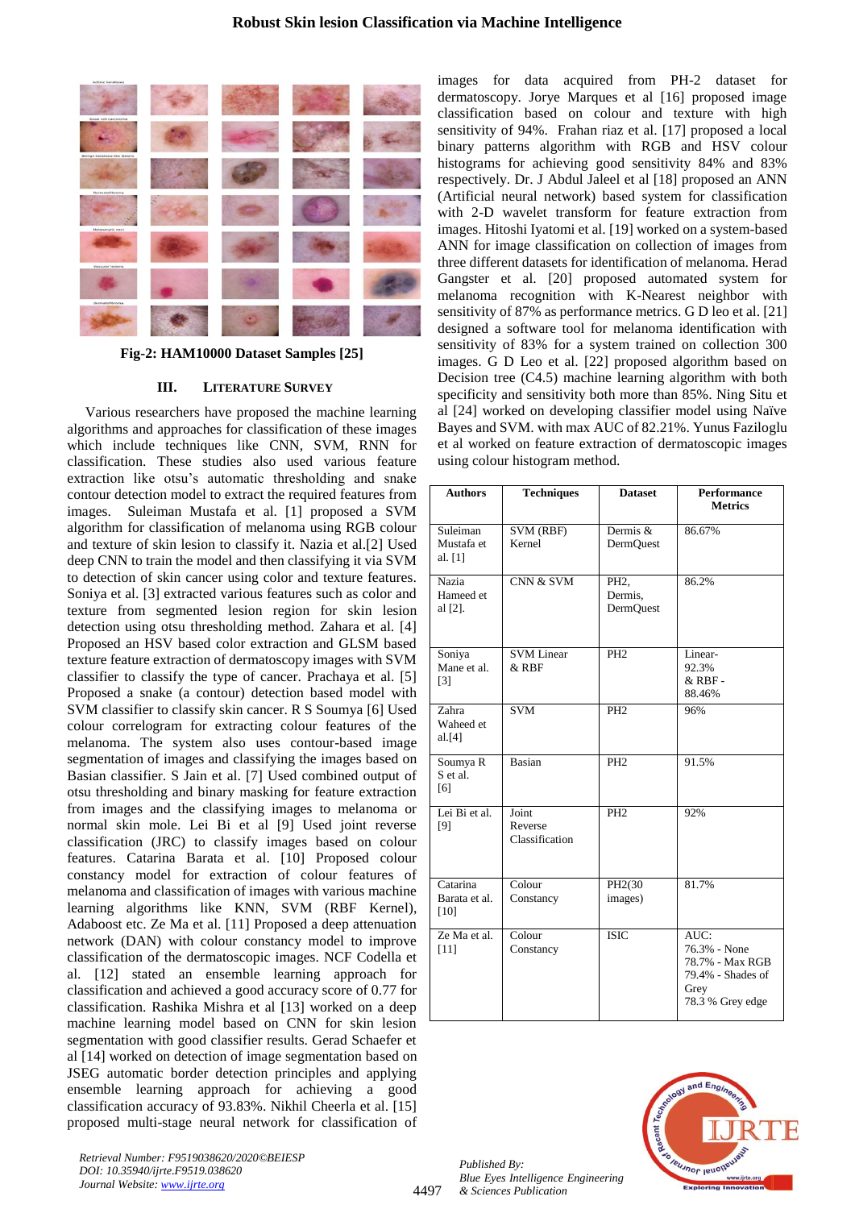Fig-2: HAM10000 Dataset Samples [25]

## III. LITERATURE SURVEY

Various researchers have proposed the machine learning algorithms and approaches for classification of these images which include techniques like CNN, SVM, RNN for classification. These studies also used various feature extraction like otsu's automatic thresholding and snake contour detection model to extract the required features from images. Suleiman Mustafa et al. [1] proposed a SVM algorithm for classification of melanoma using RGB colour and texture of skin lesion to classify it. Nazia et al.[2] Used deep CNN to train the model and then classifying it via SVM to detection of skin cancer using color and texture features. Soniya et al. [3] extracted various features such as color and texture from segmented lesion region for skin lesion detection using otsu thresholding method. Zahara et al. [4] Proposed an HSV based color extraction and GLSM based texture feature extraction of dermatoscopy images with SVM classifier to classify the type of cancer. Prachaya et al. [5] Proposed a snake (a contour) detection based model with SVM classifier to classify skin cancer. R S Soumya [6] Used colour correlogram for extracting colour features of the melanoma. The system also uses contour-based image segmentation of images and classifying the images based on Basian classifier. S Jain et al. [7] Used combined output of otsu thresholding and binary masking for feature extraction from images and the classifying images to melanoma or normal skin mole. Lei Bi et al [9] Used joint reverse classification (JRC) to classify images based on colour features. Catarina Barata et al. [10] Proposed colour constancy model for extraction of colour features of melanoma and classification of images with various machine learning algorithms like KNN, SVM (RBF Kernel), Adaboost etc. Ze Ma et al. [11] Proposed a deep attenuation network (DAN) with colour constancy model to improve classification of the dermatoscopic images. NCF Codella et al. [12] stated an ensemble learning approach for classification and achieved a good accuracy score of 0.77 for classification. Rashika Mishra et al [13] worked on a deep machine learning model based on CNN for skin lesion segmentation with good classifier results. Gerad Schaefer et al [14] worked on detection of image segmentation based on JSEG automatic border detection principles and applying ensemble learning approach for achieving a good classification accuracy of 93.83%. Nikhil Cheerla et al. [15] proposed multi-stage neural network for classification of images for data acquired from PH-2 dataset for dermatoscopy. Jorye Marques et al [16] proposed image classification based on colour and texture with high sensitivity of 94%. Frahan riaz et al. [17] proposed a local binary patterns algorithm with RGB and HSV colour histograms for achieving good sensitivity 84% and 83% respectively. Dr. J Abdul Jaleel et al [18] proposed an ANN (Artificial neural network) based system for classification with 2-D wavelet transform for feature extraction from images. Hitoshi Iyatomi et al. [19] worked on a system-based ANN for image classification on collection of images from three different datasets for identification of melanoma. Herad Gangster et al. [20] proposed automated system for melanoma recognition with K-Nearest neighbor with sensitivity of 87% as performance metrics. G D leo et al. [21] designed a software tool for melanoma identification with sensitivity of 83% for a system trained on collection 300 images. G D Leo et al. [22] proposed algorithm based on Decision tree (C4.5) machine learning algorithm with both specificity and sensitivity both more than 85%. Ning Situ et al [24] worked on developing classifier model using Naïve Bayes and SVM. with max AUC of 82.21%. Yunus Faziloglu et al worked on feature extraction of dermatoscopic images using colour histogram method.

| Authors | Techniques | Dataset | Performance Metrics |
|---|---|---|---|
| Suleiman Mustafa et al. [1] | SVM (RBF) Kernel | Dermis & DermQuest | 86.67% |
| Nazia Hameed et al [2]. | CNN & SVM | PH2, Dermis, DermQuest | 86.2% |
| Soniya Mane et al. [3] | SVM Linear & RBF | PH2 | Linear- 92.3% & RBF - 88.46% |
| Zahra Waheed et al.[4] | SVM | PH2 | 96% |
| Soumya R S et al. [6] | Basian | PH2 | 91.5% |
| Lei Bi et al. [9] | Joint Reverse Classification | PH2 | 92% |
| Catarina Barata et al. [10] | Colour Constancy | PH2(30 images) | 81.7% |
| Ze Ma et al. [11] | Colour Constancy | ISIC | AUC: 76.3% - None 78.7% - Max RGB 79.4% - Shades of Grey 78.3 % Grey edge |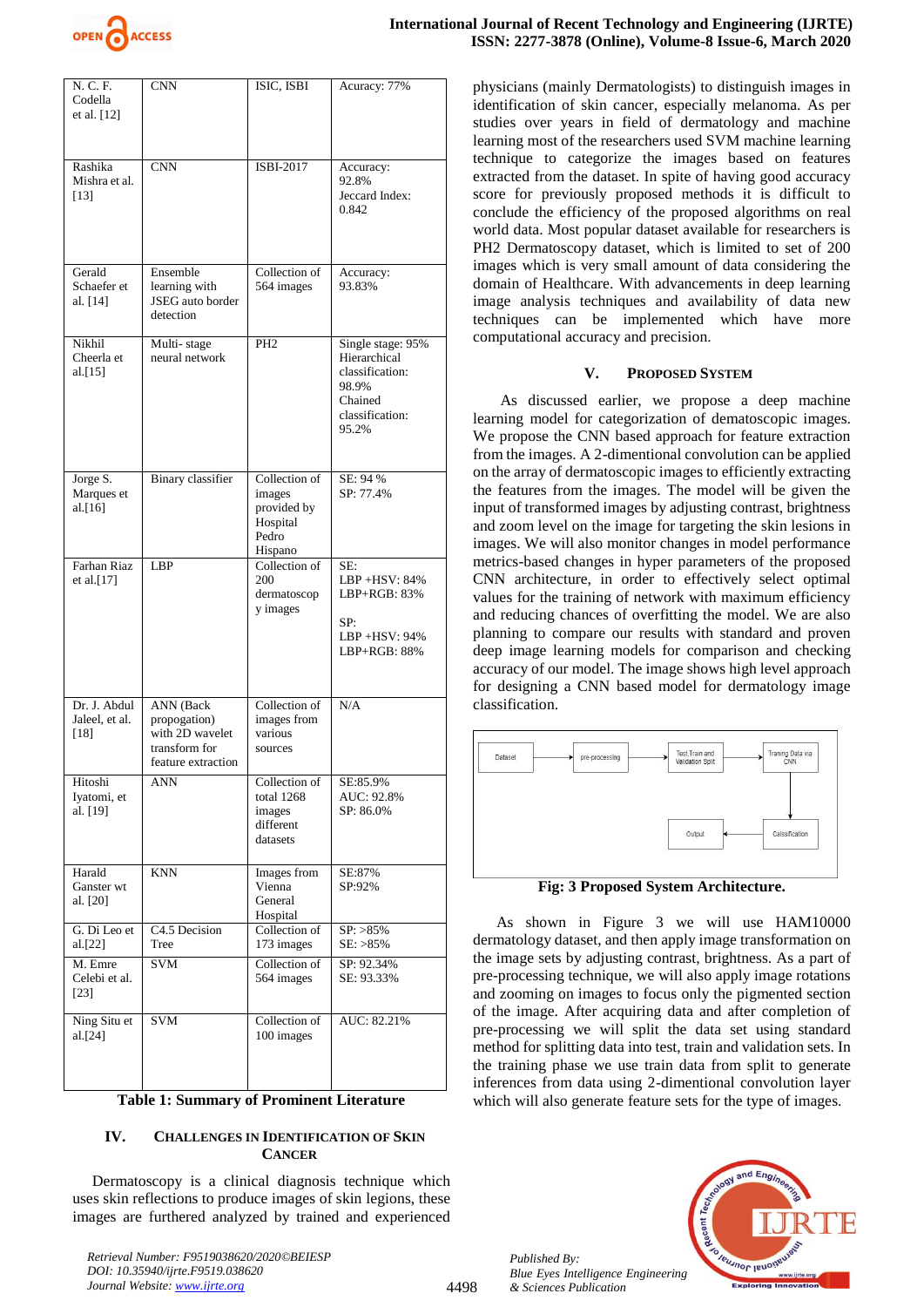| N. C. F. Codella et al. [12] | CNN | ISIC, ISBI | Accuracy: 77% |
|---|---|---|---|
| Rashika Mishra et al. [13] | CNN | ISBI-2017 | Accuracy: 92.8% Jeccard Index: 0.842 |
| Gerald Schaefer et al. [14] | Ensemble learning with JSEG auto border detection | Collection of 564 images | Accuracy: 93.83% |
| Nikhil Cheerla et al.[15] | Multi- stage neural network | PH2 | Single stage: 95% Hierarchical classification: 98.9% Chained classification: 95.2% |
| Jorge S. Marques et al.[16] | Binary classifier | Collection of images provided by Hospital Pedro Hispano | SE: 94 % SP: 77.4% |
| Farhan Riaz et al.[17] | LBP | Collection of 200 dermatoscopy images | SE: LBP +HSV: 84% LBP+RGB: 83% SP: LBP +HSV: 94% LBP+RGB: 88% |
| Dr. J. Abdul Jaleel, et al. [18] | ANN (Back propogation) with 2D wavelet transform for feature extraction | Collection of images from various sources | N/A |
| Hitoshi Iyatomi, et al. [19] | ANN | Collection of total 1268 images different datasets | SE:85.9% AUC: 92.8% SP: 86.0% |
| Harald Ganster wt al. [20] | KNN | Images from Vienna General Hospital | SE:87% SP:92% |
| G. Di Leo et al.[22] | C4.5 Decision Tree | Collection of 173 images | SP: >85% SE: >85% |
| M. Emre Celebi et al. [23] | SVM | Collection of 564 images | SP: 92.34% SE: 93.33% |
| Ning Situ et al.[24] | SVM | Collection of 100 images | AUC: 82.21% |

**Table 1: Summary of Prominent Literature**

## IV. CHALLENGES IN IDENTIFICATION OF SKIN CANCER

Dermatoscopy is a clinical diagnosis technique which uses skin reflections to produce images of skin legions, these images are furthered analyzed by trained and experienced physicians (mainly Dermatologists) to distinguish images in identification of skin cancer, especially melanoma. As per studies over years in field of dermatology and machine learning most of the researchers used SVM machine learning technique to categorize the images based on features extracted from the dataset. In spite of having good accuracy score for previously proposed methods it is difficult to conclude the efficiency of the proposed algorithms on real world data. Most popular dataset available for researchers is PH2 Dermatoscopy dataset, which is limited to set of 200 images which is very small amount of data considering the domain of Healthcare. With advancements in deep learning image analysis techniques and availability of data new techniques can be implemented which have more computational accuracy and precision.

## V. PROPOSED SYSTEM

As discussed earlier, we propose a deep machine learning model for categorization of dematoscopic images. We propose the CNN based approach for feature extraction from the images. A 2-dimentional convolution can be applied on the array of dermatoscopic images to efficiently extracting the features from the images. The model will be given the input of transformed images by adjusting contrast, brightness and zoom level on the image for targeting the skin lesions in images. We will also monitor changes in model performance metrics-based changes in hyper parameters of the proposed CNN architecture, in order to effectively select optimal values for the training of network with maximum efficiency and reducing chances of overfitting the model. We are also planning to compare our results with standard and proven deep image learning models for comparison and checking accuracy of our model. The image shows high level approach for designing a CNN based model for dermatology image classification.

Dataset → pre-processing → Test,Train and Validation Split → Traning Data via CNN → Calssification → Output

**Fig: 3 Proposed System Architecture.**

As shown in Figure 3 we will use HAM10000 dermatology dataset, and then apply image transformation on the image sets by adjusting contrast, brightness. As a part of pre-processing technique, we will also apply image rotations and zooming on images to focus only the pigmented section of the image. After acquiring data and after completion of pre-processing we will split the data set using standard method for splitting data into test, train and validation sets. In the training phase we use train data from split to generate inferences from data using 2-dimentional convolution layer which will also generate feature sets for the type of images.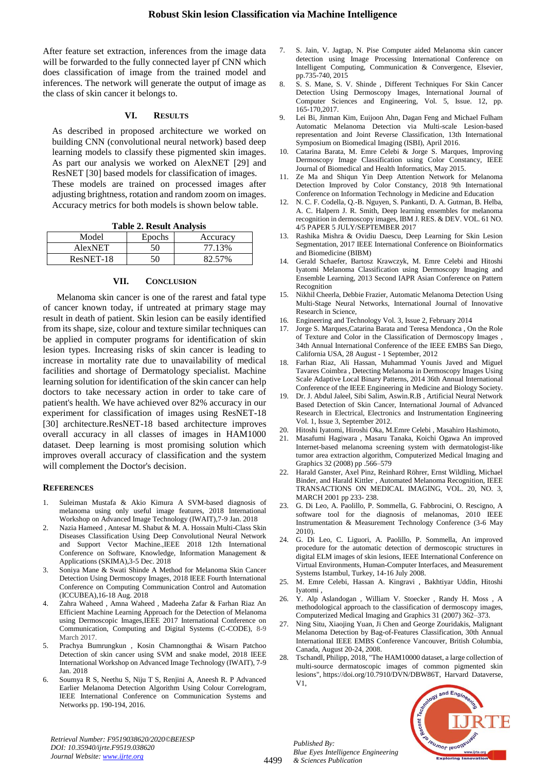After feature set extraction, inferences from the image data will be forwarded to the fully connected layer pf CNN which does classification of image from the trained model and inferences. The network will generate the output of image as the class of skin cancer it belongs to.

## VI. RESULTS

As described in proposed architecture we worked on building CNN (convolutional neural network) based deep learning models to classify these pigmented skin images. As part our analysis we worked on AlexNET [29] and ResNET [30] based models for classification of images.

These models are trained on processed images after adjusting brightness, rotation and random zoom on images. Accuracy metrics for both models is shown below table.

**Table 2. Result Analysis**

| Model | Epochs | Accuracy |
|---|---|---|
| AlexNET | 50 | 77.13% |
| ResNET-18 | 50 | 82.57% |

## VII. CONCLUSION

Melanoma skin cancer is one of the rarest and fatal type of cancer known today, if untreated at primary stage may result in death of patient. Skin lesion can be easily identified from its shape, size, colour and texture similar techniques can be applied in computer programs for identification of skin lesion types. Increasing risks of skin cancer is leading to increase in mortality rate due to unavailability of medical facilities and shortage of Dermatology specialist. Machine learning solution for identification of the skin cancer can help doctors to take necessary action in order to take care of patient's health. We have achieved over 82% accuracy in our experiment for classification of images using ResNET-18 [30] architecture.ResNET-18 based architecture improves overall accuracy in all classes of images in HAM1000 dataset. Deep learning is most promising solution which improves overall accuracy of classification and the system will complement the Doctor's decision.

## REFERENCES

1. Suleiman Mustafa & Akio Kimura A SVM-based diagnosis of melanoma using only useful image features, 2018 International Workshop on Advanced Image Technology (IWAIT),7-9 Jan. 2018
2. Nazia Hameed , Antesar M. Shabut & M. A. Hossain Multi-Class Skin Diseases Classification Using Deep Convolutional Neural Network and Support Vector Machine.,IEEE 2018 12th International Conference on Software, Knowledge, Information Management & Applications (SKIMA),3-5 Dec. 2018
3. Soniya Mane & Swati Shinde A Method for Melanoma Skin Cancer Detection Using Dermoscopy Images, 2018 IEEE Fourth International Conference on Computing Communication Control and Automation (ICCUBEA),16-18 Aug. 2018
4. Zahra Waheed , Amna Waheed , Madeeha Zafar & Farhan Riaz An Efficient Machine Learning Approach for the Detection of Melanoma using Dermoscopic Images,IEEE 2017 International Conference on Communication, Computing and Digital Systems (C-CODE), 8-9 March 2017.
5. Prachya Bumrungkun , Kosin Chamnongthai & Wisarn Patchoo Detection of skin cancer using SVM and snake model, 2018 IEEE International Workshop on Advanced Image Technology (IWAIT), 7-9 Jan. 2018
6. Soumya R S, Neethu S, Niju T S, Renjini A, Aneesh R. P Advanced Earlier Melanoma Detection Algorithm Using Colour Correlogram, IEEE International Conference on Communication Systems and Networks pp. 190-194, 2016.
7. S. Jain, V. Jagtap, N. Pise Computer aided Melanoma skin cancer detection using Image Processing International Conference on Intelligent Computing, Communication & Convergence, Elsevier, pp.735-740, 2015
8. S. S. Mane, S. V. Shinde , Different Techniques For Skin Cancer Detection Using Dermoscopy Images, International Journal of Computer Sciences and Engineering, Vol. 5, Issue. 12, pp. 165-170,2017.
9. Lei Bi, Jinman Kim, Euijoon Ahn, Dagan Feng and Michael Fulham Automatic Melanoma Detection via Multi-scale Lesion-based representation and Joint Reverse Classification, 13th International Symposium on Biomedical Imaging (ISBI), April 2016.
10. Catarina Barata, M. Emre Celebi & Jorge S. Marques, Improving Dermoscopy Image Classification using Color Constancy, IEEE Journal of Biomedical and Health Informatics, May 2015.
11. Ze Ma and Shiqun Yin Deep Attention Network for Melanoma Detection Improved by Color Constancy, 2018 9th International Conference on Information Technology in Medicine and Education
12. N. C. F. Codella, Q.-B. Nguyen, S. Pankanti, D. A. Gutman, B. Helba, A. C. Halpern J. R. Smith, Deep learning ensembles for melanoma recognition in dermoscopy images, IBM J. RES. & DEV. VOL. 61 NO. 4/5 PAPER 5 JULY/SEPTEMBER 2017
13. Rashika Mishra & Ovidiu Daescu, Deep Learning for Skin Lesion Segmentation, 2017 IEEE International Conference on Bioinformatics and Biomedicine (BIBM)
14. Gerald Schaefer, Bartosz Krawczyk, M. Emre Celebi and Hitoshi Iyatomi Melanoma Classification using Dermoscopy Imaging and Ensemble Learning, 2013 Second IAPR Asian Conference on Pattern Recognition
15. Nikhil Cheerla, Debbie Frazier, Automatic Melanoma Detection Using Multi-Stage Neural Networks, International Journal of Innovative Research in Science,
16. Engineering and Technology Vol. 3, Issue 2, February 2014
17. Jorge S. Marques,Catarina Barata and Teresa Mendonca , On the Role of Texture and Color in the Classification of Dermoscopy Images , 34th Annual International Conference of the IEEE EMBS San Diego, California USA, 28 August - 1 September, 2012
18. Farhan Riaz, Ali Hassan, Muhammad Younis Javed and Miguel Tavares Coimbra , Detecting Melanoma in Dermoscopy Images Using Scale Adaptive Local Binary Patterns, 2014 36th Annual International Conference of the IEEE Engineering in Medicine and Biology Society.
19. Dr. J. Abdul Jaleel, Sibi Salim, Aswin.R.B , Artificial Neural Network Based Detection of Skin Cancer, International Journal of Advanced Research in Electrical, Electronics and Instrumentation Engineering Vol. 1, Issue 3, September 2012.
20. Hitoshi Iyatomi, Hiroshi Oka, M.Emre Celebi , Masahiro Hashimoto,
21. Masafumi Hagiwara , Masaru Tanaka, Koichi Ogawa An improved Internet-based melanoma screening system with dermatologist-like tumor area extraction algorithm, Computerized Medical Imaging and Graphics 32 (2008) pp .566–579
22. Harald Ganster, Axel Pinz, Reinhard Röhrer, Ernst Wildling, Michael Binder, and Harald Kittler , Automated Melanoma Recognition, IEEE TRANSACTIONS ON MEDICAL IMAGING, VOL. 20, NO. 3, MARCH 2001 pp 233- 238.
23. G. Di Leo, A. Paolillo, P. Sommella, G. Fabbrocini, O. Rescigno, A software tool for the diagnosis of melanomas, 2010 IEEE Instrumentation & Measurement Technology Conference (3-6 May 2010).
24. G. Di Leo, C. Liguori, A. Paolillo, P. Sommella, An improved procedure for the automatic detection of dermoscopic structures in digital ELM images of skin lesions, IEEE International Conference on Virtual Environments, Human-Computer Interfaces, and Measurement Systems Istambul, Turkey, 14-16 July 2008.
25. M. Emre Celebi, Hassan A. Kingravi , Bakhtiyar Uddin, Hitoshi Iyatomi ,
26. Y. Alp Aslandogan , William V. Stoecker , Randy H. Moss , A methodological approach to the classification of dermoscopy images, Computerized Medical Imaging and Graphics 31 (2007) 362–373.
27. Ning Situ, Xiaojing Yuan, Ji Chen and George Zouridakis, Malignant Melanoma Detection by Bag-of-Features Classification, 30th Annual International IEEE EMBS Conference Vancouver, British Columbia, Canada, August 20-24, 2008.
28. Tschandl, Philipp, 2018, "The HAM10000 dataset, a large collection of multi-source dermatoscopic images of common pigmented skin lesions", https://doi.org/10.7910/DVN/DBW86T, Harvard Dataverse, V1,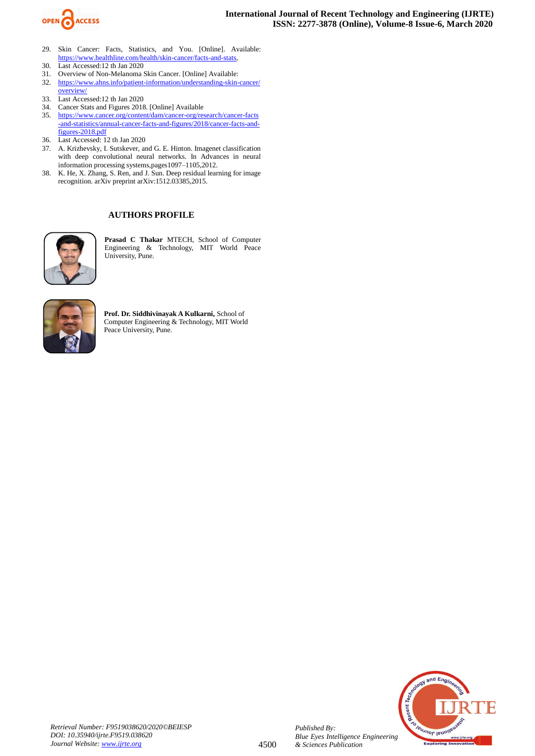29. Skin Cancer: Facts, Statistics, and You. [Online]. Available: https://www.healthline.com/health/skin-cancer/facts-and-stats,
30. Last Accessed:12 th Jan 2020
31. Overview of Non-Melanoma Skin Cancer. [Online] Available:
32. https://www.ahns.info/patient-information/understanding-skin-cancer/overview/
33. Last Accessed:12 th Jan 2020
34. Cancer Stats and Figures 2018. [Online] Available
35. https://www.cancer.org/content/dam/cancer-org/research/cancer-facts-and-statistics/annual-cancer-facts-and-figures/2018/cancer-facts-and-figures-2018.pdf
36. Last Accessed: 12 th Jan 2020
37. A. Krizhevsky, I. Sutskever, and G. E. Hinton. Imagenet classification with deep convolutional neural networks. In Advances in neural information processing systems,pages1097–1105,2012.
38. K. He, X. Zhang, S. Ren, and J. Sun. Deep residual learning for image recognition. arXiv preprint arXiv:1512.03385,2015.

## AUTHORS PROFILE

**Prasad C Thakar** MTECH, School of Computer Engineering & Technology, MIT World Peace University, Pune.

**Prof. Dr. Siddhivinayak A Kulkarni,** School of Computer Engineering & Technology, MIT World Peace University, Pune.